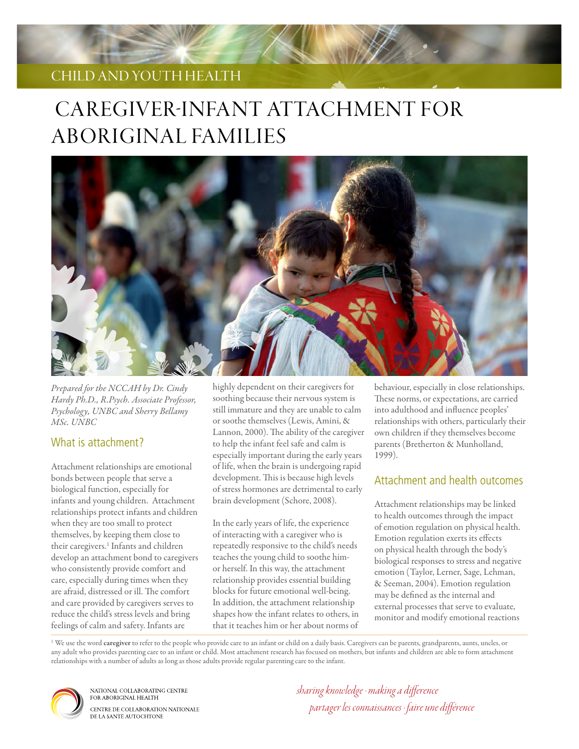CHILD AND YOUTH HEALTH

# CAREGIVER-INFANT ATTACHMENT FOR ABORIGINAL FAMILIES

*Prepared for the NCCAH by Dr. Cindy Hardy Ph.D., R.Psych. Associate Professor, Psychology, UNBC and Sherry Bellamy MSc. UNBC*

## What is attachment?

Attachment relationships are emotional bonds between people that serve a biological function, especially for infants and young children. Attachment relationships protect infants and children when they are too small to protect themselves, by keeping them close to their caregivers.[1] Infants and children develop an attachment bond to caregivers who consistently provide comfort and care, especially during times when they are afraid, distressed or ill. The comfort and care provided by caregivers serves to reduce the child's stress levels and bring feelings of calm and safety. Infants are highly dependent on their caregivers for soothing because their nervous system is still immature and they are unable to calm or soothe themselves (Lewis, Amini, & Lannon, 2000). The ability of the caregiver to help the infant feel safe and calm is especially important during the early years of life, when the brain is undergoing rapid development. This is because high levels of stress hormones are detrimental to early brain development (Schore, 2008).

In the early years of life, the experience of interacting with a caregiver who is repeatedly responsive to the child's needs teaches the young child to soothe him- or herself. In this way, the attachment relationship provides essential building blocks for future emotional well-being. In addition, the attachment relationship shapes how the infant relates to others, in that it teaches him or her about norms of behaviour, especially in close relationships. These norms, or expectations, are carried into adulthood and influence peoples' relationships with others, particularly their own children if they themselves become parents (Bretherton & Munholland, 1999).

## Attachment and health outcomes

Attachment relationships may be linked to health outcomes through the impact of emotion regulation on physical health. Emotion regulation exerts its effects on physical health through the body's biological responses to stress and negative emotion (Taylor, Lerner, Sage, Lehman, & Seeman, 2004). Emotion regulation may be defined as the internal and external processes that serve to evaluate, monitor and modify emotional reactions

[1] We use the word **caregiver** to refer to the people who provide care to an infant or child on a daily basis. Caregivers can be parents, grandparents, aunts, uncles, or any adult who provides parenting care to an infant or child. Most attachment research has focused on mothers, but infants and children are able to form attachment relationships with a number of adults as long as those adults provide regular parenting care to the infant.

NATIONAL COLLABORATING CENTRE FOR ABORIGINAL HEALTH
CENTRE DE COLLABORATION NATIONALE DE LA SANTÉ AUTOCHTONE

*sharing knowledge · making a difference*
*partager les connaissances · faire une différence*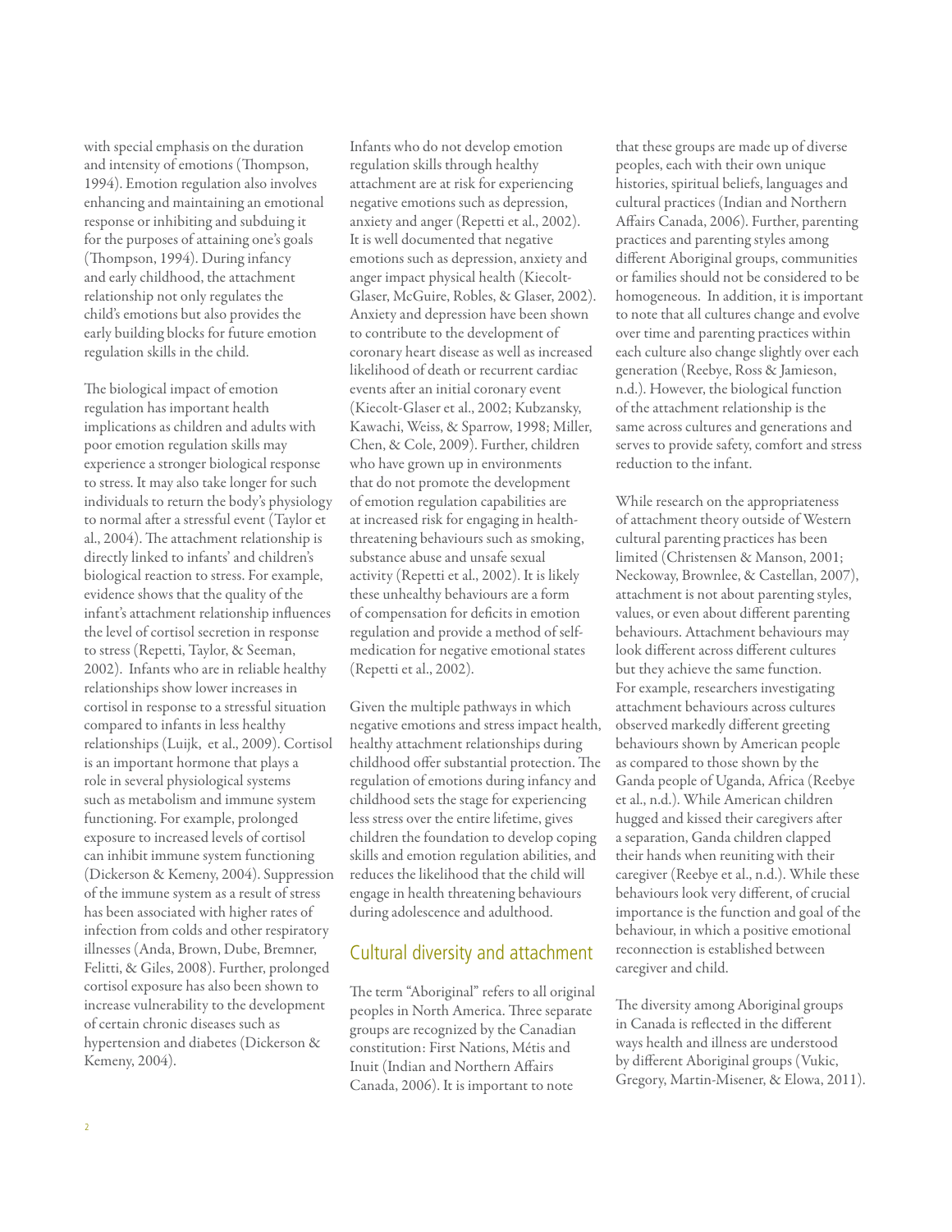with special emphasis on the duration and intensity of emotions (Thompson, 1994). Emotion regulation also involves enhancing and maintaining an emotional response or inhibiting and subduing it for the purposes of attaining one's goals (Thompson, 1994). During infancy and early childhood, the attachment relationship not only regulates the child's emotions but also provides the early building blocks for future emotion regulation skills in the child.

The biological impact of emotion regulation has important health implications as children and adults with poor emotion regulation skills may experience a stronger biological response to stress. It may also take longer for such individuals to return the body's physiology to normal after a stressful event (Taylor et al., 2004). The attachment relationship is directly linked to infants' and children's biological reaction to stress. For example, evidence shows that the quality of the infant's attachment relationship influences the level of cortisol secretion in response to stress (Repetti, Taylor, & Seeman, 2002). Infants who are in reliable healthy relationships show lower increases in cortisol in response to a stressful situation compared to infants in less healthy relationships (Luijk, et al., 2009). Cortisol is an important hormone that plays a role in several physiological systems such as metabolism and immune system functioning. For example, prolonged exposure to increased levels of cortisol can inhibit immune system functioning (Dickerson & Kemeny, 2004). Suppression of the immune system as a result of stress has been associated with higher rates of infection from colds and other respiratory illnesses (Anda, Brown, Dube, Bremner, Felitti, & Giles, 2008). Further, prolonged cortisol exposure has also been shown to increase vulnerability to the development of certain chronic diseases such as hypertension and diabetes (Dickerson & Kemeny, 2004).

Infants who do not develop emotion regulation skills through healthy attachment are at risk for experiencing negative emotions such as depression, anxiety and anger (Repetti et al., 2002). It is well documented that negative emotions such as depression, anxiety and anger impact physical health (Kiecolt-Glaser, McGuire, Robles, & Glaser, 2002). Anxiety and depression have been shown to contribute to the development of coronary heart disease as well as increased likelihood of death or recurrent cardiac events after an initial coronary event (Kiecolt-Glaser et al., 2002; Kubzansky, Kawachi, Weiss, & Sparrow, 1998; Miller, Chen, & Cole, 2009). Further, children who have grown up in environments that do not promote the development of emotion regulation capabilities are at increased risk for engaging in health-threatening behaviours such as smoking, substance abuse and unsafe sexual activity (Repetti et al., 2002). It is likely these unhealthy behaviours are a form of compensation for deficits in emotion regulation and provide a method of self-medication for negative emotional states (Repetti et al., 2002).

Given the multiple pathways in which negative emotions and stress impact health, healthy attachment relationships during childhood offer substantial protection. The regulation of emotions during infancy and childhood sets the stage for experiencing less stress over the entire lifetime, gives children the foundation to develop coping skills and emotion regulation abilities, and reduces the likelihood that the child will engage in health threatening behaviours during adolescence and adulthood.

## Cultural diversity and attachment

The term "Aboriginal" refers to all original peoples in North America. Three separate groups are recognized by the Canadian constitution: First Nations, Métis and Inuit (Indian and Northern Affairs Canada, 2006). It is important to note that these groups are made up of diverse peoples, each with their own unique histories, spiritual beliefs, languages and cultural practices (Indian and Northern Affairs Canada, 2006). Further, parenting practices and parenting styles among different Aboriginal groups, communities or families should not be considered to be homogeneous. In addition, it is important to note that all cultures change and evolve over time and parenting practices within each culture also change slightly over each generation (Reebye, Ross & Jamieson, n.d.). However, the biological function of the attachment relationship is the same across cultures and generations and serves to provide safety, comfort and stress reduction to the infant.

While research on the appropriateness of attachment theory outside of Western cultural parenting practices has been limited (Christensen & Manson, 2001; Neckoway, Brownlee, & Castellan, 2007), attachment is not about parenting styles, values, or even about different parenting behaviours. Attachment behaviours may look different across different cultures but they achieve the same function. For example, researchers investigating attachment behaviours across cultures observed markedly different greeting behaviours shown by American people as compared to those shown by the Ganda people of Uganda, Africa (Reebye et al., n.d.). While American children hugged and kissed their caregivers after a separation, Ganda children clapped their hands when reuniting with their caregiver (Reebye et al., n.d.). While these behaviours look very different, of crucial importance is the function and goal of the behaviour, in which a positive emotional reconnection is established between caregiver and child.

The diversity among Aboriginal groups in Canada is reflected in the different ways health and illness are understood by different Aboriginal groups (Vukic, Gregory, Martin-Misener, & Elowa, 2011).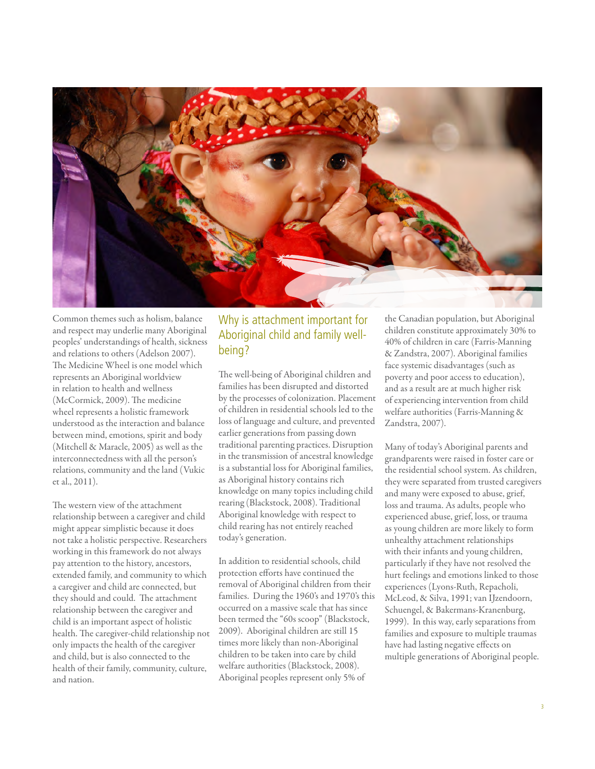Common themes such as holism, balance and respect may underlie many Aboriginal peoples' understandings of health, sickness and relations to others (Adelson 2007). The Medicine Wheel is one model which represents an Aboriginal worldview in relation to health and wellness (McCormick, 2009). The medicine wheel represents a holistic framework understood as the interaction and balance between mind, emotions, spirit and body (Mitchell & Maracle, 2005) as well as the interconnectedness with all the person's relations, community and the land (Vukic et al., 2011).

The western view of the attachment relationship between a caregiver and child might appear simplistic because it does not take a holistic perspective. Researchers working in this framework do not always pay attention to the history, ancestors, extended family, and community to which a caregiver and child are connected, but they should and could. The attachment relationship between the caregiver and child is an important aspect of holistic health. The caregiver-child relationship not only impacts the health of the caregiver and child, but is also connected to the health of their family, community, culture, and nation.

## Why is attachment important for Aboriginal child and family well-being?

The well-being of Aboriginal children and families has been disrupted and distorted by the processes of colonization. Placement of children in residential schools led to the loss of language and culture, and prevented earlier generations from passing down traditional parenting practices. Disruption in the transmission of ancestral knowledge is a substantial loss for Aboriginal families, as Aboriginal history contains rich knowledge on many topics including child rearing (Blackstock, 2008). Traditional Aboriginal knowledge with respect to child rearing has not entirely reached today's generation.

In addition to residential schools, child protection efforts have continued the removal of Aboriginal children from their families. During the 1960's and 1970's this occurred on a massive scale that has since been termed the "60s scoop" (Blackstock, 2009). Aboriginal children are still 15 times more likely than non-Aboriginal children to be taken into care by child welfare authorities (Blackstock, 2008). Aboriginal peoples represent only 5% of the Canadian population, but Aboriginal children constitute approximately 30% to 40% of children in care (Farris-Manning & Zandstra, 2007). Aboriginal families face systemic disadvantages (such as poverty and poor access to education), and as a result are at much higher risk of experiencing intervention from child welfare authorities (Farris-Manning & Zandstra, 2007).

Many of today's Aboriginal parents and grandparents were raised in foster care or the residential school system. As children, they were separated from trusted caregivers and many were exposed to abuse, grief, loss and trauma. As adults, people who experienced abuse, grief, loss, or trauma as young children are more likely to form unhealthy attachment relationships with their infants and young children, particularly if they have not resolved the hurt feelings and emotions linked to those experiences (Lyons-Ruth, Repacholi, McLeod, & Silva, 1991; van IJzendoorn, Schuengel, & Bakermans-Kranenburg, 1999). In this way, early separations from families and exposure to multiple traumas have had lasting negative effects on multiple generations of Aboriginal people.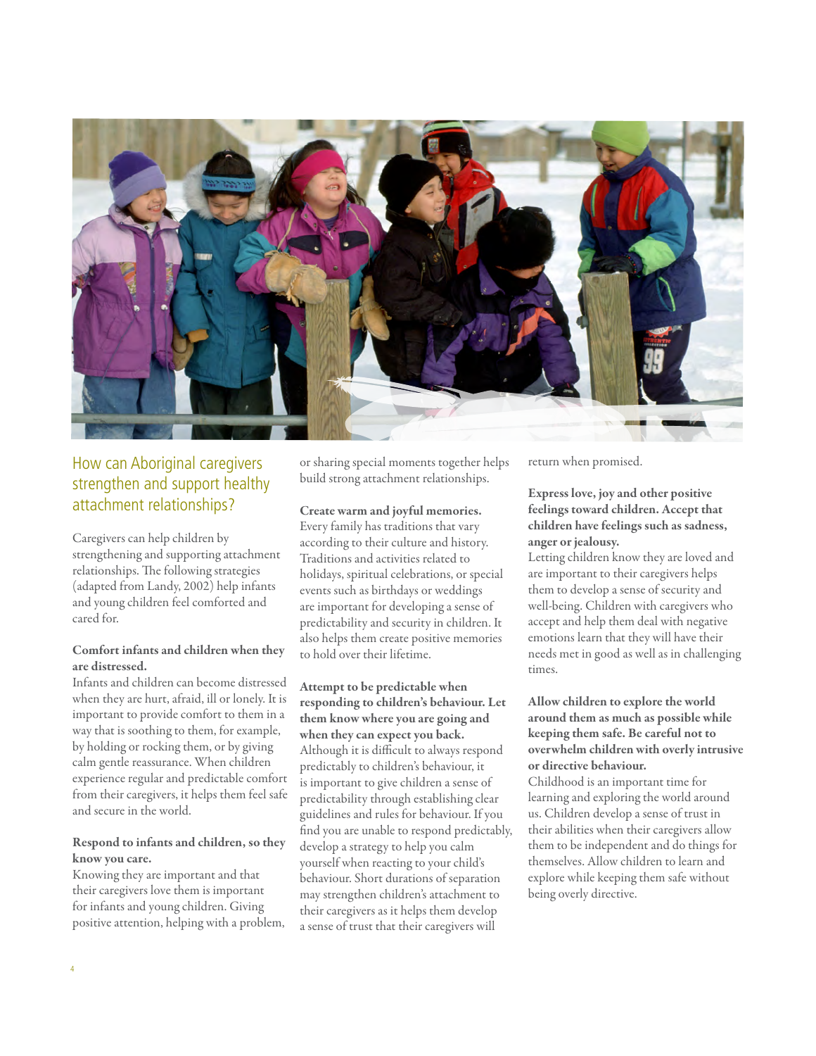## How can Aboriginal caregivers strengthen and support healthy attachment relationships?

Caregivers can help children by strengthening and supporting attachment relationships. The following strategies (adapted from Landy, 2002) help infants and young children feel comforted and cared for.

**Comfort infants and children when they are distressed.**
Infants and children can become distressed when they are hurt, afraid, ill or lonely. It is important to provide comfort to them in a way that is soothing to them, for example, by holding or rocking them, or by giving calm gentle reassurance. When children experience regular and predictable comfort from their caregivers, it helps them feel safe and secure in the world.

**Respond to infants and children, so they know you care.**
Knowing they are important and that their caregivers love them is important for infants and young children. Giving positive attention, helping with a problem, or sharing special moments together helps build strong attachment relationships.

**Create warm and joyful memories.**
Every family has traditions that vary according to their culture and history. Traditions and activities related to holidays, spiritual celebrations, or special events such as birthdays or weddings are important for developing a sense of predictability and security in children. It also helps them create positive memories to hold over their lifetime.

**Attempt to be predictable when responding to children's behaviour. Let them know where you are going and when they can expect you back.**
Although it is difficult to always respond predictably to children's behaviour, it is important to give children a sense of predictability through establishing clear guidelines and rules for behaviour. If you find you are unable to respond predictably, develop a strategy to help you calm yourself when reacting to your child's behaviour. Short durations of separation may strengthen children's attachment to their caregivers as it helps them develop a sense of trust that their caregivers will return when promised.

**Express love, joy and other positive feelings toward children. Accept that children have feelings such as sadness, anger or jealousy.**
Letting children know they are loved and are important to their caregivers helps them to develop a sense of security and well-being. Children with caregivers who accept and help them deal with negative emotions learn that they will have their needs met in good as well as in challenging times.

**Allow children to explore the world around them as much as possible while keeping them safe. Be careful not to overwhelm children with overly intrusive or directive behaviour.**
Childhood is an important time for learning and exploring the world around us. Children develop a sense of trust in their abilities when their caregivers allow them to be independent and do things for themselves. Allow children to learn and explore while keeping them safe without being overly directive.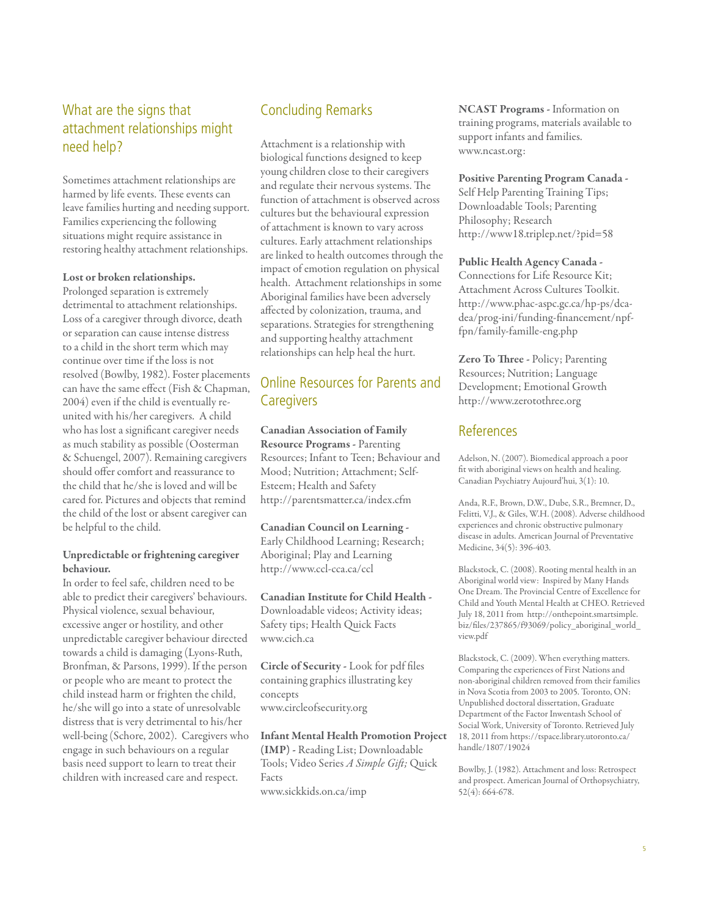## What are the signs that attachment relationships might need help?

Sometimes attachment relationships are harmed by life events. These events can leave families hurting and needing support. Families experiencing the following situations might require assistance in restoring healthy attachment relationships.

**Lost or broken relationships.**
Prolonged separation is extremely detrimental to attachment relationships. Loss of a caregiver through divorce, death or separation can cause intense distress to a child in the short term which may continue over time if the loss is not resolved (Bowlby, 1982). Foster placements can have the same effect (Fish & Chapman, 2004) even if the child is eventually re-united with his/her caregivers. A child who has lost a significant caregiver needs as much stability as possible (Oosterman & Schuengel, 2007). Remaining caregivers should offer comfort and reassurance to the child that he/she is loved and will be cared for. Pictures and objects that remind the child of the lost or absent caregiver can be helpful to the child.

**Unpredictable or frightening caregiver behaviour.**
In order to feel safe, children need to be able to predict their caregivers' behaviours. Physical violence, sexual behaviour, excessive anger or hostility, and other unpredictable caregiver behaviour directed towards a child is damaging (Lyons-Ruth, Bronfman, & Parsons, 1999). If the person or people who are meant to protect the child instead harm or frighten the child, he/she will go into a state of unresolvable distress that is very detrimental to his/her well-being (Schore, 2002). Caregivers who engage in such behaviours on a regular basis need support to learn to treat their children with increased care and respect.

## Concluding Remarks

Attachment is a relationship with biological functions designed to keep young children close to their caregivers and regulate their nervous systems. The function of attachment is observed across cultures but the behavioural expression of attachment is known to vary across cultures. Early attachment relationships are linked to health outcomes through the impact of emotion regulation on physical health. Attachment relationships in some Aboriginal families have been adversely affected by colonization, trauma, and separations. Strategies for strengthening and supporting healthy attachment relationships can help heal the hurt.

## Online Resources for Parents and Caregivers

**Canadian Association of Family Resource Programs -** Parenting Resources; Infant to Teen; Behaviour and Mood; Nutrition; Attachment; Self-Esteem; Health and Safety
http://parentsmatter.ca/index.cfm

**Canadian Council on Learning -** Early Childhood Learning; Research; Aboriginal; Play and Learning
http://www.ccl-cca.ca/ccl

**Canadian Institute for Child Health -** Downloadable videos; Activity ideas; Safety tips; Health Quick Facts
www.cich.ca

**Circle of Security -** Look for pdf files containing graphics illustrating key concepts
www.circleofsecurity.org

**Infant Mental Health Promotion Project (IMP) -** Reading List; Downloadable Tools; Video Series *A Simple Gift;* Quick Facts
www.sickkids.on.ca/imp

**NCAST Programs -** Information on training programs, materials available to support infants and families.
www.ncast.org:

**Positive Parenting Program Canada -** Self Help Parenting Training Tips; Downloadable Tools; Parenting Philosophy; Research
http://www18.triplep.net/?pid=58

**Public Health Agency Canada -** Connections for Life Resource Kit; Attachment Across Cultures Toolkit.
http://www.phac-aspc.gc.ca/hp-ps/dca-dea/prog-ini/funding-financement/npf-fpn/family-famille-eng.php

**Zero To Three -** Policy; Parenting Resources; Nutrition; Language Development; Emotional Growth
http://www.zerotothree.org

## References

Adelson, N. (2007). Biomedical approach a poor fit with aboriginal views on health and healing. Canadian Psychiatry Aujourd'hui, 3(1): 10.

Anda, R.F., Brown, D.W., Dube, S.R., Bremner, D., Felitti, V.J., & Giles, W.H. (2008). Adverse childhood experiences and chronic obstructive pulmonary disease in adults. American Journal of Preventative Medicine, 34(5): 396-403.

Blackstock, C. (2008). Rooting mental health in an Aboriginal world view: Inspired by Many Hands One Dream. The Provincial Centre of Excellence for Child and Youth Mental Health at CHEO. Retrieved July 18, 2011 from http://onthepoint.smartsimple.biz/files/237865/f93069/policy_aboriginal_world_view.pdf

Blackstock, C. (2009). When everything matters. Comparing the experiences of First Nations and non-aboriginal children removed from their families in Nova Scotia from 2003 to 2005. Toronto, ON: Unpublished doctoral dissertation, Graduate Department of the Factor Inwentash School of Social Work, University of Toronto. Retrieved July 18, 2011 from https://tspace.library.utoronto.ca/handle/1807/19024

Bowlby, J. (1982). Attachment and loss: Retrospect and prospect. American Journal of Orthopsychiatry, 52(4): 664-678.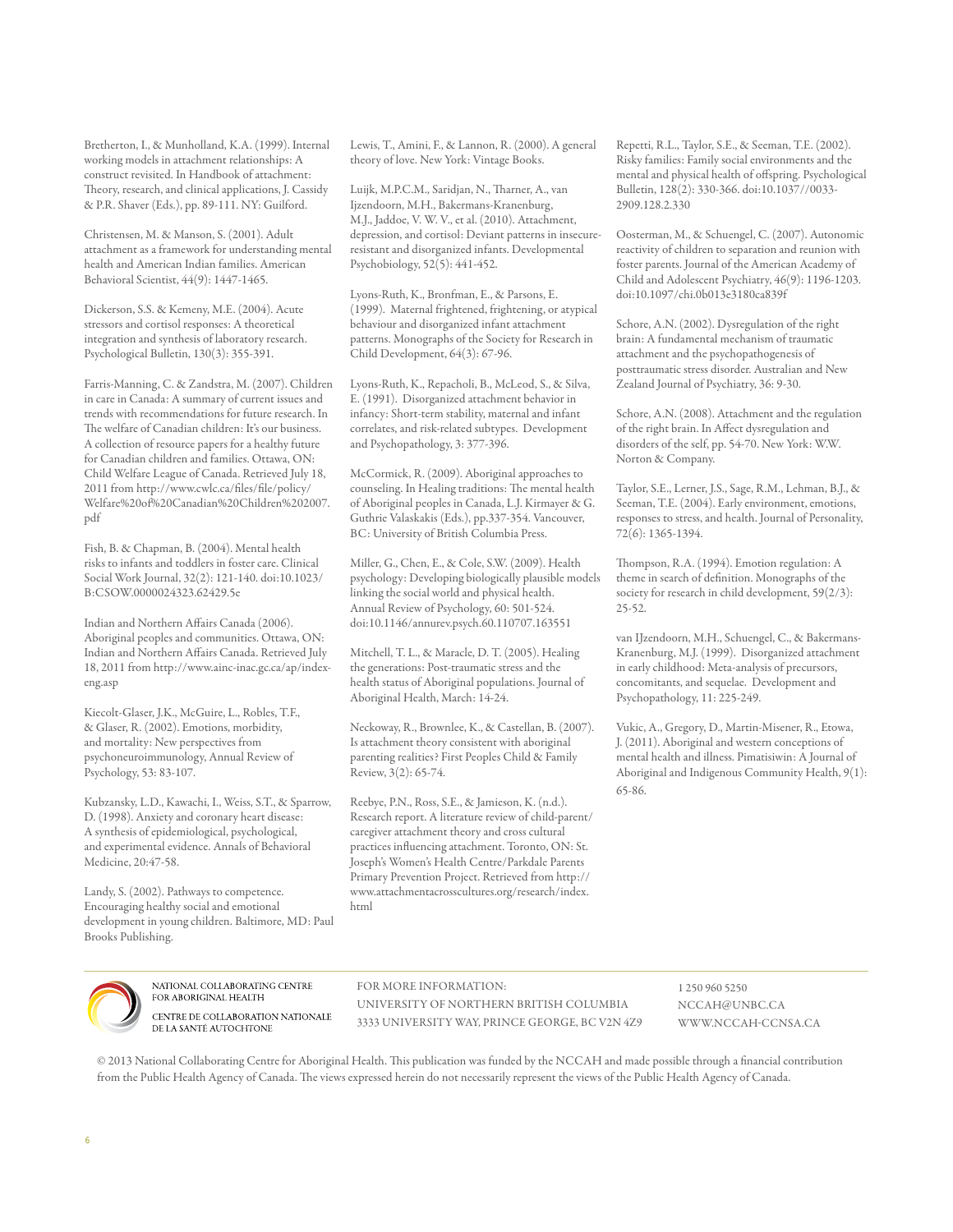Bretherton, I., & Munholland, K.A. (1999). Internal working models in attachment relationships: A construct revisited. In Handbook of attachment: Theory, research, and clinical applications, J. Cassidy & P.R. Shaver (Eds.), pp. 89-111. NY: Guilford.

Christensen, M. & Manson, S. (2001). Adult attachment as a framework for understanding mental health and American Indian families. American Behavioral Scientist, 44(9): 1447-1465.

Dickerson, S.S. & Kemeny, M.E. (2004). Acute stressors and cortisol responses: A theoretical integration and synthesis of laboratory research. Psychological Bulletin, 130(3): 355-391.

Farris-Manning, C. & Zandstra, M. (2007). Children in care in Canada: A summary of current issues and trends with recommendations for future research. In The welfare of Canadian children: It's our business. A collection of resource papers for a healthy future for Canadian children and families. Ottawa, ON: Child Welfare League of Canada. Retrieved July 18, 2011 from http://www.cwlc.ca/files/file/policy/Welfare%20of%20Canadian%20Children%202007.pdf

Fish, B. & Chapman, B. (2004). Mental health risks to infants and toddlers in foster care. Clinical Social Work Journal, 32(2): 121-140. doi:10.1023/B:CSOW.0000024323.62429.5c

Indian and Northern Affairs Canada (2006). Aboriginal peoples and communities. Ottawa, ON: Indian and Northern Affairs Canada. Retrieved July 18, 2011 from http://www.ainc-inac.gc.ca/ap/index-eng.asp

Kiecolt-Glaser, J.K., McGuire, L., Robles, T.F., & Glaser, R. (2002). Emotions, morbidity, and mortality: New perspectives from psychoneuroimmunology, Annual Review of Psychology, 53: 83-107.

Kubzansky, L.D., Kawachi, I., Weiss, S.T., & Sparrow, D. (1998). Anxiety and coronary heart disease: A synthesis of epidemiological, psychological, and experimental evidence. Annals of Behavioral Medicine, 20:47-58.

Landy, S. (2002). Pathways to competence. Encouraging healthy social and emotional development in young children. Baltimore, MD: Paul Brooks Publishing.

Lewis, T., Amini, F., & Lannon, R. (2000). A general theory of love. New York: Vintage Books.

Luijk, M.P.C.M., Saridjan, N., Tharner, A., van Ijzendoorn, M.H., Bakermans-Kranenburg, M.J., Jaddoe, V. W. V., et al. (2010). Attachment, depression, and cortisol: Deviant patterns in insecure-resistant and disorganized infants. Developmental Psychobiology, 52(5): 441-452.

Lyons-Ruth, K., Bronfman, E., & Parsons, E. (1999). Maternal frightened, frightening, or atypical behaviour and disorganized infant attachment patterns. Monographs of the Society for Research in Child Development, 64(3): 67-96.

Lyons-Ruth, K., Repacholi, B., McLeod, S., & Silva, E. (1991). Disorganized attachment behavior in infancy: Short-term stability, maternal and infant correlates, and risk-related subtypes. Development and Psychopathology, 3: 377-396.

McCormick, R. (2009). Aboriginal approaches to counseling. In Healing traditions: The mental health of Aboriginal peoples in Canada, L.J. Kirmayer & G. Guthrie Valaskakis (Eds.), pp.337-354. Vancouver, BC: University of British Columbia Press.

Miller, G., Chen, E., & Cole, S.W. (2009). Health psychology: Developing biologically plausible models linking the social world and physical health. Annual Review of Psychology, 60: 501-524. doi:10.1146/annurev.psych.60.110707.163551

Mitchell, T. L., & Maracle, D. T. (2005). Healing the generations: Post-traumatic stress and the health status of Aboriginal populations. Journal of Aboriginal Health, March: 14-24.

Neckoway, R., Brownlee, K., & Castellan, B. (2007). Is attachment theory consistent with aboriginal parenting realities? First Peoples Child & Family Review, 3(2): 65-74.

Reebye, P.N., Ross, S.E., & Jamieson, K. (n.d.). Research report. A literature review of child-parent/caregiver attachment theory and cross cultural practices influencing attachment. Toronto, ON: St. Joseph's Women's Health Centre/Parkdale Parents Primary Prevention Project. Retrieved from http://www.attachmentacrosscultures.org/research/index.html

Repetti, R.L., Taylor, S.E., & Seeman, T.E. (2002). Risky families: Family social environments and the mental and physical health of offspring. Psychological Bulletin, 128(2): 330-366. doi:10.1037//0033-2909.128.2.330

Oosterman, M., & Schuengel, C. (2007). Autonomic reactivity of children to separation and reunion with foster parents. Journal of the American Academy of Child and Adolescent Psychiatry, 46(9): 1196-1203. doi:10.1097/chi.0b013e3180ca839f

Schore, A.N. (2002). Dysregulation of the right brain: A fundamental mechanism of traumatic attachment and the psychopathogenesis of posttraumatic stress disorder. Australian and New Zealand Journal of Psychiatry, 36: 9-30.

Schore, A.N. (2008). Attachment and the regulation of the right brain. In Affect dysregulation and disorders of the self, pp. 54-70. New York: W.W. Norton & Company.

Taylor, S.E., Lerner, J.S., Sage, R.M., Lehman, B.J., & Seeman, T.E. (2004). Early environment, emotions, responses to stress, and health. Journal of Personality, 72(6): 1365-1394.

Thompson, R.A. (1994). Emotion regulation: A theme in search of definition. Monographs of the society for research in child development, 59(2/3): 25-52.

van IJzendoorn, M.H., Schuengel, C., & Bakermans-Kranenburg, M.J. (1999). Disorganized attachment in early childhood: Meta-analysis of precursors, concomitants, and sequelae. Development and Psychopathology, 11: 225-249.

Vukic, A., Gregory, D., Martin-Misener, R., Etowa, J. (2011). Aboriginal and western conceptions of mental health and illness. Pimatisiwin: A Journal of Aboriginal and Indigenous Community Health, 9(1): 65-86.

NATIONAL COLLABORATING CENTRE FOR ABORIGINAL HEALTH

CENTRE DE COLLABORATION NATIONALE DE LA SANTÉ AUTOCHTONE

FOR MORE INFORMATION:
UNIVERSITY OF NORTHERN BRITISH COLUMBIA
3333 UNIVERSITY WAY, PRINCE GEORGE, BC V2N 4Z9

1 250 960 5250
NCCAH@UNBC.CA
WWW.NCCAH-CCNSA.CA

© 2013 National Collaborating Centre for Aboriginal Health. This publication was funded by the NCCAH and made possible through a financial contribution from the Public Health Agency of Canada. The views expressed herein do not necessarily represent the views of the Public Health Agency of Canada.